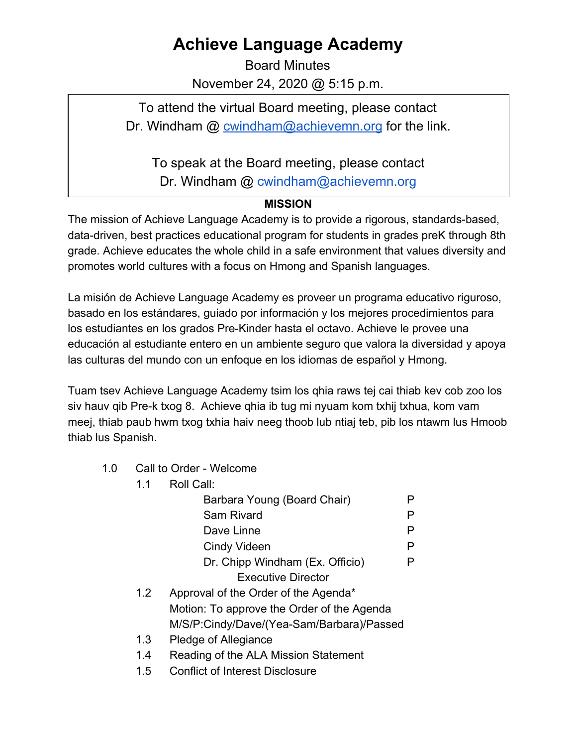# Achieve Language Academy

Board Minutes

November 24, 2020 @ 5:15 p.m.

To attend the virtual Board meeting, please contact Dr. Windham @ cwindham@achievemn.org for the link.

To speak at the Board meeting, please contact Dr. Windham @ cwindham@achievemn.org

**MISSION**

The mission of Achieve Language Academy is to provide a rigorous, standards-based, data-driven, best practices educational program for students in grades preK through 8th grade. Achieve educates the whole child in a safe environment that values diversity and promotes world cultures with a focus on Hmong and Spanish languages.

La misión de Achieve Language Academy es proveer un programa educativo riguroso, basado en los estándares, guiado por información y los mejores procedimientos para los estudiantes en los grados Pre-Kinder hasta el octavo. Achieve le provee una educación al estudiante entero en un ambiente seguro que valora la diversidad y apoya las culturas del mundo con un enfoque en los idiomas de español y Hmong.

Tuam tsev Achieve Language Academy tsim los qhia raws tej cai thiab kev cob zoo los siv hauv qib Pre-k txog 8. Achieve qhia ib tug mi nyuam kom txhij txhua, kom vam meej, thiab paub hwm txog txhia haiv neeg thoob lub ntiaj teb, pib los ntawm lus Hmoob thiab lus Spanish.

1.0 Call to Order - Welcome

- 1.1 Roll Call:

| | |
|---|---|
| Barbara Young (Board Chair) | P |
| Sam Rivard | P |
| Dave Linne | P |
| Cindy Videen | P |
| Dr. Chipp Windham (Ex. Officio) Executive Director | P |

- 1.2 Approval of the Order of the Agenda*
  Motion: To approve the Order of the Agenda
  M/S/P:Cindy/Dave/(Yea-Sam/Barbara)/Passed
- 1.3 Pledge of Allegiance
- 1.4 Reading of the ALA Mission Statement
- 1.5 Conflict of Interest Disclosure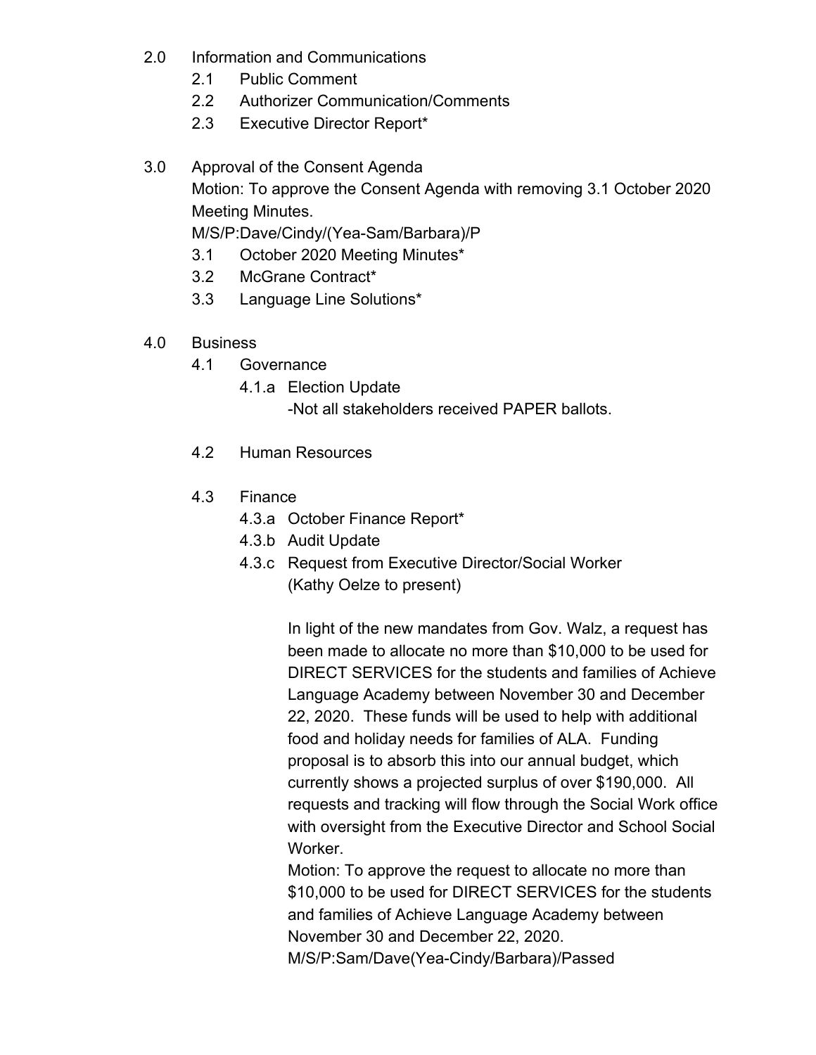- 2.0 Information and Communications
  - 2.1 Public Comment
  - 2.2 Authorizer Communication/Comments
  - 2.3 Executive Director Report*

- 3.0 Approval of the Consent Agenda

  Motion: To approve the Consent Agenda with removing 3.1 October 2020 Meeting Minutes.

  M/S/P:Dave/Cindy/(Yea-Sam/Barbara)/P

  - 3.1 October 2020 Meeting Minutes*
  - 3.2 McGrane Contract*
  - 3.3 Language Line Solutions*

- 4.0 Business
  - 4.1 Governance
    - 4.1.a Election Update

      -Not all stakeholders received PAPER ballots.

  - 4.2 Human Resources

  - 4.3 Finance
    - 4.3.a October Finance Report*
    - 4.3.b Audit Update
    - 4.3.c Request from Executive Director/Social Worker (Kathy Oelze to present)

      In light of the new mandates from Gov. Walz, a request has been made to allocate no more than $10,000 to be used for DIRECT SERVICES for the students and families of Achieve Language Academy between November 30 and December 22, 2020. These funds will be used to help with additional food and holiday needs for families of ALA. Funding proposal is to absorb this into our annual budget, which currently shows a projected surplus of over $190,000. All requests and tracking will flow through the Social Work office with oversight from the Executive Director and School Social Worker.

      Motion: To approve the request to allocate no more than $10,000 to be used for DIRECT SERVICES for the students and families of Achieve Language Academy between November 30 and December 22, 2020.

      M/S/P:Sam/Dave(Yea-Cindy/Barbara)/Passed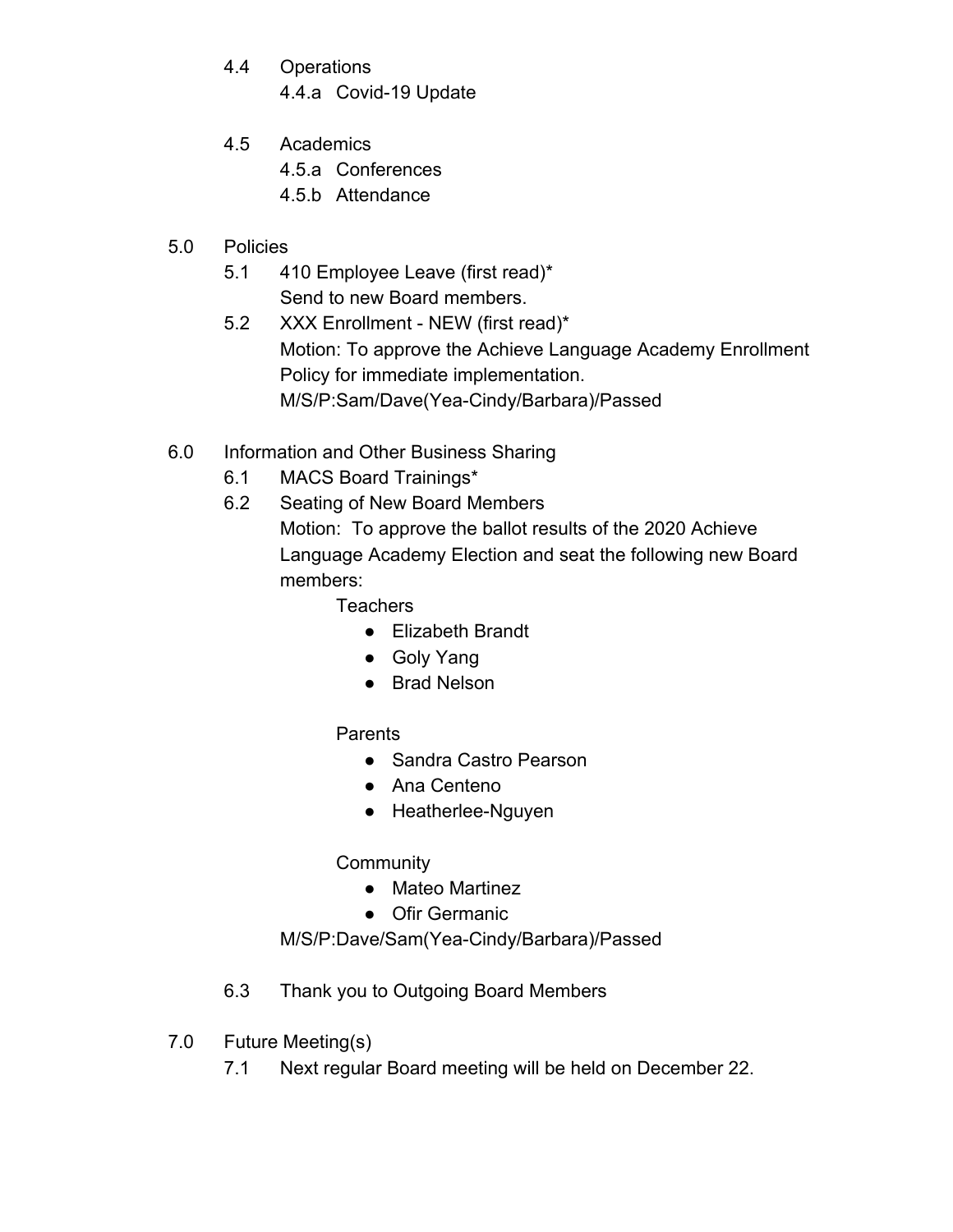4.4 Operations
  - 4.4.a Covid-19 Update

4.5 Academics
  - 4.5.a Conferences
  - 4.5.b Attendance

5.0 Policies
  - 5.1 410 Employee Leave (first read)*
    Send to new Board members.
  - 5.2 XXX Enrollment - NEW (first read)*
    Motion: To approve the Achieve Language Academy Enrollment Policy for immediate implementation.
    M/S/P:Sam/Dave(Yea-Cindy/Barbara)/Passed

6.0 Information and Other Business Sharing
  - 6.1 MACS Board Trainings*
  - 6.2 Seating of New Board Members
    Motion: To approve the ballot results of the 2020 Achieve Language Academy Election and seat the following new Board members:

    Teachers
    - Elizabeth Brandt
    - Goly Yang
    - Brad Nelson

    Parents
    - Sandra Castro Pearson
    - Ana Centeno
    - Heatherlee-Nguyen

    Community
    - Mateo Martinez
    - Ofir Germanic

    M/S/P:Dave/Sam(Yea-Cindy/Barbara)/Passed

  - 6.3 Thank you to Outgoing Board Members

7.0 Future Meeting(s)
  - 7.1 Next regular Board meeting will be held on December 22.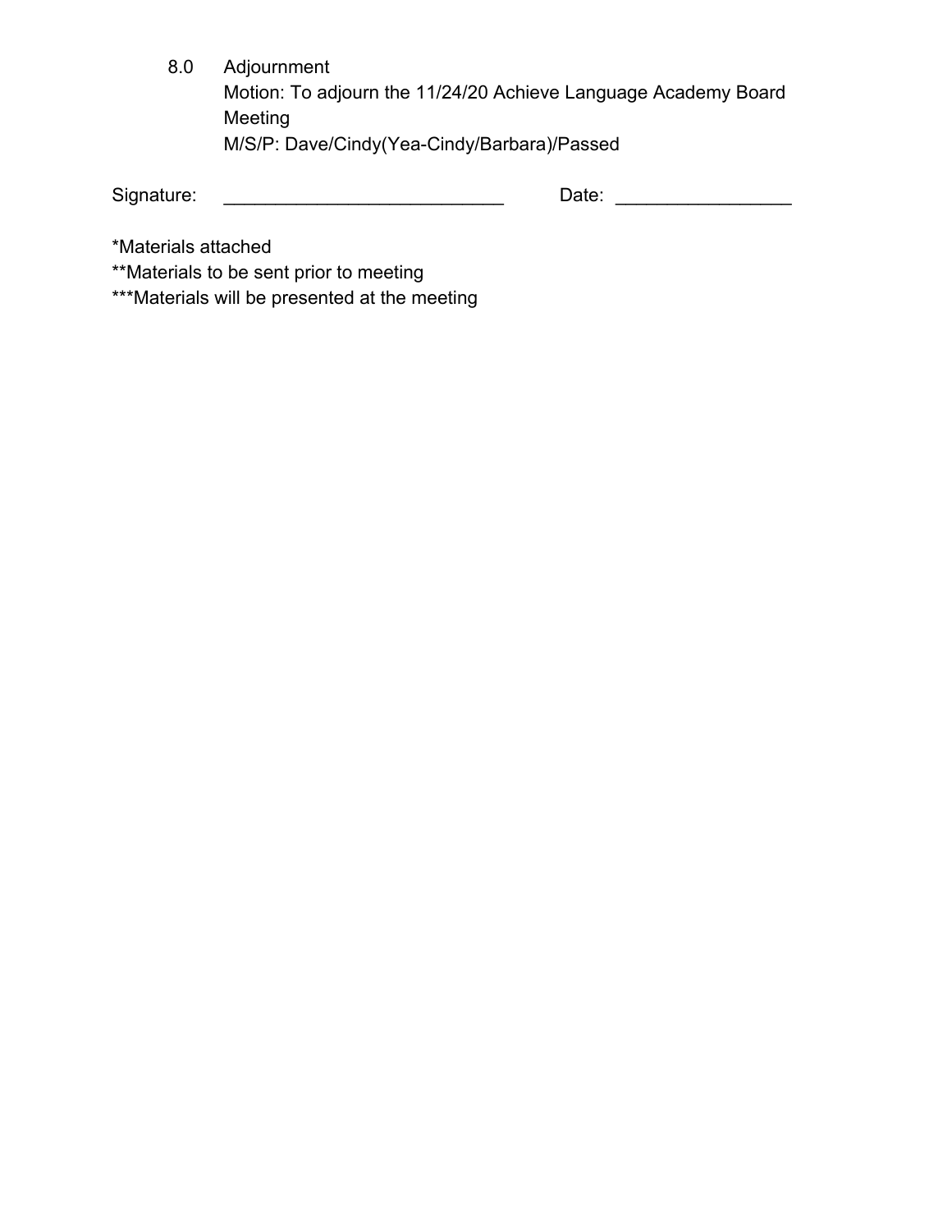8.0 Adjournment

Motion: To adjourn the 11/24/20 Achieve Language Academy Board Meeting

M/S/P: Dave/Cindy(Yea-Cindy/Barbara)/Passed

Signature: ___________________________ Date: _________________

*Materials attached

**Materials to be sent prior to meeting

***Materials will be presented at the meeting